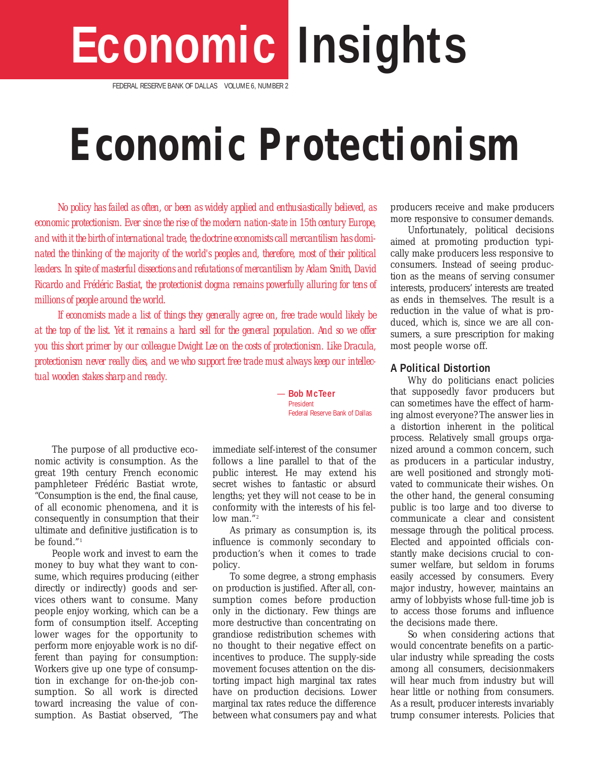# Economic Insights

FEDERAL RESERVE BANK OF DALLAS VOLUME 6, NUMBER 2

# Economic Protectionism

*No policy has failed as often, or been as widely applied and enthusiastically believed, as economic protectionism. Ever since the rise of the modern nation-state in 15th century Europe, and with it the birth of international trade, the doctrine economists call mercantilism has dominated the thinking of the majority of the world's peoples and, therefore, most of their political leaders. In spite of masterful dissections and refutations of mercantilism by Adam Smith, David Ricardo and Frédéric Bastiat, the protectionist dogma remains powerfully alluring for tens of millions of people around the world.*

*If economists made a list of things they generally agree on, free trade would likely be at the top of the list. Yet it remains a hard sell for the general population. And so we offer you this short primer by our colleague Dwight Lee on the costs of protectionism. Like Dracula, protectionism never really dies, and we who support free trade must always keep our intellectual wooden stakes sharp and ready.*

— **Bob McTeer**
President
Federal Reserve Bank of Dallas

The purpose of all productive economic activity is consumption. As the great 19th century French economic pamphleteer Frédéric Bastiat wrote, "Consumption is the end, the final cause, of all economic phenomena, and it is consequently in consumption that their ultimate and definitive justification is to be found."[1]

People work and invest to earn the money to buy what they want to consume, which requires producing (either directly or indirectly) goods and services others want to consume. Many people enjoy working, which can be a form of consumption itself. Accepting lower wages for the opportunity to perform more enjoyable work is no different than paying for consumption: Workers give up one type of consumption in exchange for on-the-job consumption. So all work is directed toward increasing the value of consumption. As Bastiat observed, "The immediate self-interest of the consumer follows a line parallel to that of the public interest. He may extend his secret wishes to fantastic or absurd lengths; yet they will not cease to be in conformity with the interests of his fellow man."[2]

As primary as consumption is, its influence is commonly secondary to production's when it comes to trade policy.

To some degree, a strong emphasis on production is justified. After all, consumption comes before production only in the dictionary. Few things are more destructive than concentrating on grandiose redistribution schemes with no thought to their negative effect on incentives to produce. The supply-side movement focuses attention on the distorting impact high marginal tax rates have on production decisions. Lower marginal tax rates reduce the difference between what consumers pay and what producers receive and make producers more responsive to consumer demands.

Unfortunately, political decisions aimed at promoting production typically make producers less responsive to consumers. Instead of seeing production as the means of serving consumer interests, producers' interests are treated as ends in themselves. The result is a reduction in the value of what is produced, which is, since we are all consumers, a sure prescription for making most people worse off.

## A Political Distortion

Why do politicians enact policies that supposedly favor producers but can sometimes have the effect of harming almost everyone? The answer lies in a distortion inherent in the political process. Relatively small groups organized around a common concern, such as producers in a particular industry, are well positioned and strongly motivated to communicate their wishes. On the other hand, the general consuming public is too large and too diverse to communicate a clear and consistent message through the political process. Elected and appointed officials constantly make decisions crucial to consumer welfare, but seldom in forums easily accessed by consumers. Every major industry, however, maintains an army of lobbyists whose full-time job is to access those forums and influence the decisions made there.

So when considering actions that would concentrate benefits on a particular industry while spreading the costs among all consumers, decisionmakers will hear much from industry but will hear little or nothing from consumers. As a result, producer interests invariably trump consumer interests. Policies that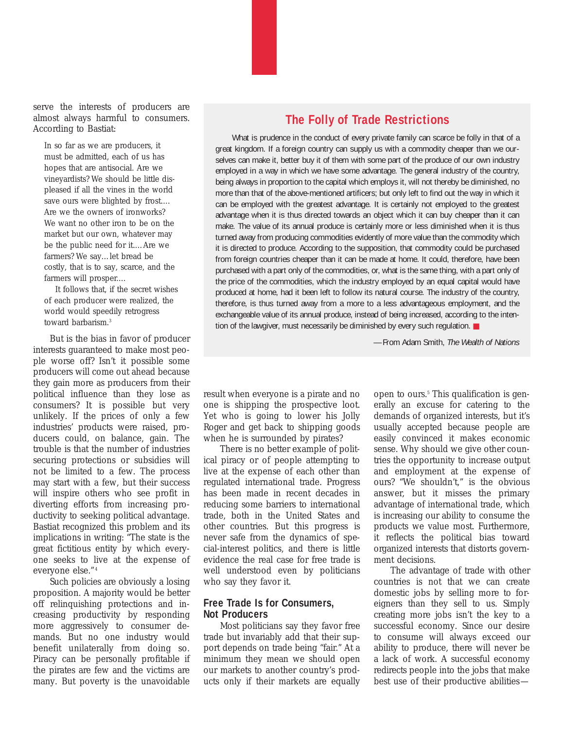serve the interests of producers are almost always harmful to consumers. According to Bastiat:

> In so far as we are producers, it must be admitted, each of us has hopes that are antisocial. Are we vineyardists? We should be little displeased if all the vines in the world save ours were blighted by frost.... Are we the owners of ironworks? We want no other iron to be on the market but our own, whatever may be the public need for it.... Are we farmers? We say... let bread be costly, that is to say, scarce, and the farmers will prosper....
>
> It follows that, if the secret wishes of each producer were realized, the world would speedily retrogress toward barbarism.[3]

But is the bias in favor of producer interests guaranteed to make most people worse off? Isn't it possible some producers will come out ahead because they gain more as producers from their political influence than they lose as consumers? It is possible but very unlikely. If the prices of only a few industries' products were raised, producers could, on balance, gain. The trouble is that the number of industries securing protections or subsidies will not be limited to a few. The process may start with a few, but their success will inspire others who see profit in diverting efforts from increasing productivity to seeking political advantage. Bastiat recognized this problem and its implications in writing: "The state is the great fictitious entity by which everyone seeks to live at the expense of everyone else."[4]

Such policies are obviously a losing proposition. A majority would be better off relinquishing protections and increasing productivity by responding more aggressively to consumer demands. But no one industry would benefit unilaterally from doing so. Piracy can be personally profitable if the pirates are few and the victims are many. But poverty is the unavoidable result when everyone is a pirate and no one is shipping the prospective loot. Yet who is going to lower his Jolly Roger and get back to shipping goods when he is surrounded by pirates?

There is no better example of political piracy or of people attempting to live at the expense of each other than regulated international trade. Progress has been made in recent decades in reducing some barriers to international trade, both in the United States and other countries. But this progress is never safe from the dynamics of special-interest politics, and there is little evidence the real case for free trade is well understood even by politicians who say they favor it.

## The Folly of Trade Restrictions

> What is prudence in the conduct of every private family can scarce be folly in that of a great kingdom. If a foreign country can supply us with a commodity cheaper than we ourselves can make it, better buy it of them with some part of the produce of our own industry employed in a way in which we have some advantage. The general industry of the country, being always in proportion to the capital which employs it, will not thereby be diminished, no more than that of the above-mentioned artificers; but only left to find out the way in which it can be employed with the greatest advantage. It is certainly not employed to the greatest advantage when it is thus directed towards an object which it can buy cheaper than it can make. The value of its annual produce is certainly more or less diminished when it is thus turned away from producing commodities evidently of more value than the commodity which it is directed to produce. According to the supposition, that commodity could be purchased from foreign countries cheaper than it can be made at home. It could, therefore, have been purchased with a part only of the commodities, or, what is the same thing, with a part only of the price of the commodities, which the industry employed by an equal capital would have produced at home, had it been left to follow its natural course. The industry of the country, therefore, is thus turned away from a more to a less advantageous employment, and the exchangeable value of its annual produce, instead of being increased, according to the intention of the lawgiver, must necessarily be diminished by every such regulation. ■
>
> —From Adam Smith, *The Wealth of Nations*

### Free Trade Is for Consumers, Not Producers

Most politicians say they favor free trade but invariably add that their support depends on trade being "fair." At a minimum they mean we should open our markets to another country's products only if their markets are equally open to ours.[5] This qualification is generally an excuse for catering to the demands of organized interests, but it's usually accepted because people are easily convinced it makes economic sense. Why should we give other countries the opportunity to increase output and employment at the expense of ours? "We shouldn't," is the obvious answer, but it misses the primary advantage of international trade, which is increasing our ability to consume the products we value most. Furthermore, it reflects the political bias toward organized interests that distorts government decisions.

The advantage of trade with other countries is not that we can create domestic jobs by selling more to foreigners than they sell to us. Simply creating more jobs isn't the key to a successful economy. Since our desire to consume will always exceed our ability to produce, there will never be a lack of work. A successful economy redirects people into the jobs that make best use of their productive abilities—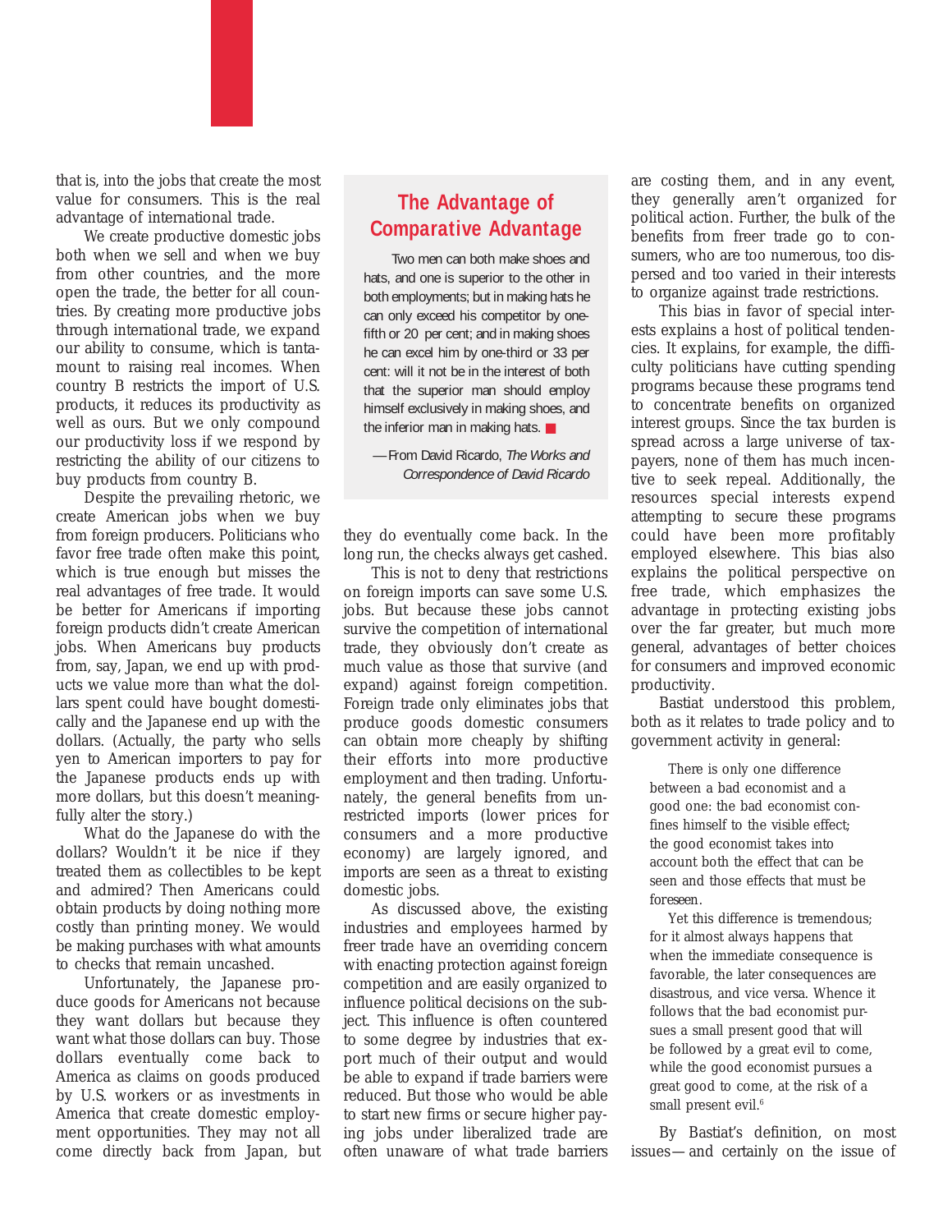that is, into the jobs that create the most value for consumers. This is the real advantage of international trade.

We create productive domestic jobs both when we sell and when we buy from other countries, and the more open the trade, the better for all countries. By creating more productive jobs through international trade, we expand our ability to consume, which is tantamount to raising real incomes. When country B restricts the import of U.S. products, it reduces its productivity as well as ours. But we only compound our productivity loss if we respond by restricting the ability of our citizens to buy products from country B.

Despite the prevailing rhetoric, we create American jobs when we buy from foreign producers. Politicians who favor free trade often make this point, which is true enough but misses the real advantages of free trade. It would be better for Americans if importing foreign products didn't create American jobs. When Americans buy products from, say, Japan, we end up with products we value more than what the dollars spent could have bought domestically and the Japanese end up with the dollars. (Actually, the party who sells yen to American importers to pay for the Japanese products ends up with more dollars, but this doesn't meaningfully alter the story.)

What do the Japanese do with the dollars? Wouldn't it be nice if they treated them as collectibles to be kept and admired? Then Americans could obtain products by doing nothing more costly than printing money. We would be making purchases with what amounts to checks that remain uncashed.

Unfortunately, the Japanese produce goods for Americans not because they want dollars but because they want what those dollars can buy. Those dollars eventually come back to America as claims on goods produced by U.S. workers or as investments in America that create domestic employment opportunities. They may not all come directly back from Japan, but they do eventually come back. In the long run, the checks always get cashed.

> ## The Advantage of Comparative Advantage
>
> Two men can both make shoes and hats, and one is superior to the other in both employments; but in making hats he can only exceed his competitor by one-fifth or 20 per cent; and in making shoes he can excel him by one-third or 33 per cent: will it not be in the interest of both that the superior man should employ himself exclusively in making shoes, and the inferior man in making hats. ■
>
> —From David Ricardo, *The Works and Correspondence of David Ricardo*

This is not to deny that restrictions on foreign imports can save some U.S. jobs. But because these jobs cannot survive the competition of international trade, they obviously don't create as much value as those that survive (and expand) against foreign competition. Foreign trade only eliminates jobs that produce goods domestic consumers can obtain more cheaply by shifting their efforts into more productive employment and then trading. Unfortunately, the general benefits from unrestricted imports (lower prices for consumers and a more productive economy) are largely ignored, and imports are seen as a threat to existing domestic jobs.

As discussed above, the existing industries and employees harmed by freer trade have an overriding concern with enacting protection against foreign competition and are easily organized to influence political decisions on the subject. This influence is often countered to some degree by industries that export much of their output and would be able to expand if trade barriers were reduced. But those who would be able to start new firms or secure higher paying jobs under liberalized trade are often unaware of what trade barriers are costing them, and in any event, they generally aren't organized for political action. Further, the bulk of the benefits from freer trade go to consumers, who are too numerous, too dispersed and too varied in their interests to organize against trade restrictions.

This bias in favor of special interests explains a host of political tendencies. It explains, for example, the difficulty politicians have cutting spending programs because these programs tend to concentrate benefits on organized interest groups. Since the tax burden is spread across a large universe of taxpayers, none of them has much incentive to seek repeal. Additionally, the resources special interests expend attempting to secure these programs could have been more profitably employed elsewhere. This bias also explains the political perspective on free trade, which emphasizes the advantage in protecting existing jobs over the far greater, but much more general, advantages of better choices for consumers and improved economic productivity.

Bastiat understood this problem, both as it relates to trade policy and to government activity in general:

> There is only one difference between a bad economist and a good one: the bad economist confines himself to the visible effect; the good economist takes into account both the effect that can be seen and those effects that must be foreseen.
>
> Yet this difference is tremendous; for it almost always happens that when the immediate consequence is favorable, the later consequences are disastrous, and vice versa. Whence it follows that the bad economist pursues a small present good that will be followed by a great evil to come, while the good economist pursues a great good to come, at the risk of a small present evil.[6]

By Bastiat's definition, on most issues—and certainly on the issue of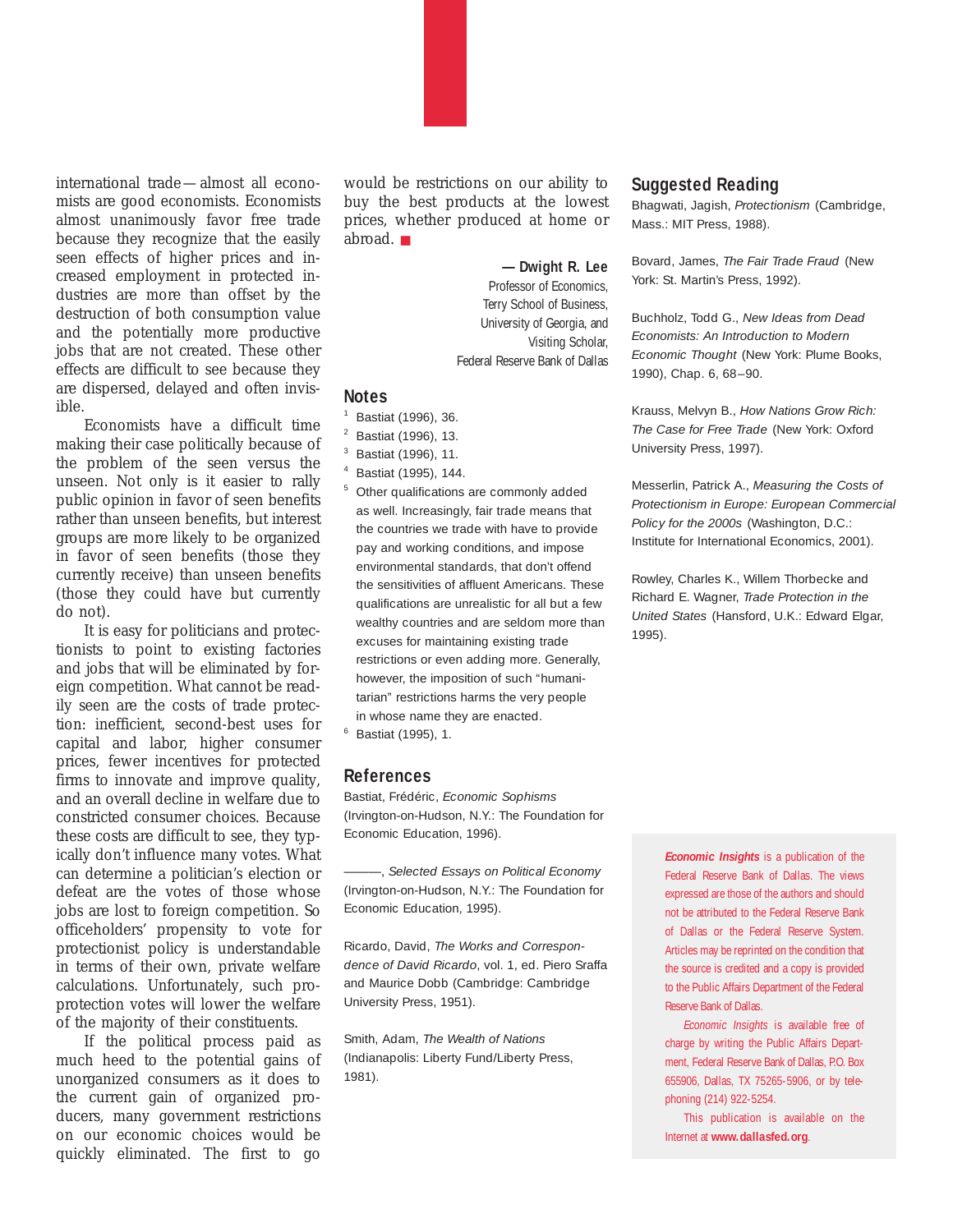international trade—almost all economists are good economists. Economists almost unanimously favor free trade because they recognize that the easily seen effects of higher prices and increased employment in protected industries are more than offset by the destruction of both consumption value and the potentially more productive jobs that are not created. These other effects are difficult to see because they are dispersed, delayed and often invisible.

Economists have a difficult time making their case politically because of the problem of the seen versus the unseen. Not only is it easier to rally public opinion in favor of seen benefits rather than unseen benefits, but interest groups are more likely to be organized in favor of seen benefits (those they currently receive) than unseen benefits (those they could have but currently do not).

It is easy for politicians and protectionists to point to existing factories and jobs that will be eliminated by foreign competition. What cannot be readily seen are the costs of trade protection: inefficient, second-best uses for capital and labor, higher consumer prices, fewer incentives for protected firms to innovate and improve quality, and an overall decline in welfare due to constricted consumer choices. Because these costs are difficult to see, they typically don't influence many votes. What can determine a politician's election or defeat are the votes of those whose jobs are lost to foreign competition. So officeholders' propensity to vote for protectionist policy is understandable in terms of their own, private welfare calculations. Unfortunately, such proprotection votes will lower the welfare of the majority of their constituents.

If the political process paid as much heed to the potential gains of unorganized consumers as it does to the current gain of organized producers, many government restrictions on our economic choices would be quickly eliminated. The first to go would be restrictions on our ability to buy the best products at the lowest prices, whether produced at home or abroad. ■

**— Dwight R. Lee**
Professor of Economics,
Terry School of Business,
University of Georgia, and
Visiting Scholar,
Federal Reserve Bank of Dallas

## Notes

1. Bastiat (1996), 36.
2. Bastiat (1996), 13.
3. Bastiat (1996), 11.
4. Bastiat (1995), 144.
5. Other qualifications are commonly added as well. Increasingly, fair trade means that the countries we trade with have to provide pay and working conditions, and impose environmental standards, that don't offend the sensitivities of affluent Americans. These qualifications are unrealistic for all but a few wealthy countries and are seldom more than excuses for maintaining existing trade restrictions or even adding more. Generally, however, the imposition of such "humanitarian" restrictions harms the very people in whose name they are enacted.
6. Bastiat (1995), 1.

## References

Bastiat, Frédéric, *Economic Sophisms* (Irvington-on-Hudson, N.Y.: The Foundation for Economic Education, 1996).

———, *Selected Essays on Political Economy* (Irvington-on-Hudson, N.Y.: The Foundation for Economic Education, 1995).

Ricardo, David, *The Works and Correspondence of David Ricardo*, vol. 1, ed. Piero Sraffa and Maurice Dobb (Cambridge: Cambridge University Press, 1951).

Smith, Adam, *The Wealth of Nations* (Indianapolis: Liberty Fund/Liberty Press, 1981).

## Suggested Reading

Bhagwati, Jagish, *Protectionism* (Cambridge, Mass.: MIT Press, 1988).

Bovard, James, *The Fair Trade Fraud* (New York: St. Martin's Press, 1992).

Buchholz, Todd G., *New Ideas from Dead Economists: An Introduction to Modern Economic Thought* (New York: Plume Books, 1990), Chap. 6, 68–90.

Krauss, Melvyn B., *How Nations Grow Rich: The Case for Free Trade* (New York: Oxford University Press, 1997).

Messerlin, Patrick A., *Measuring the Costs of Protectionism in Europe: European Commercial Policy for the 2000s* (Washington, D.C.: Institute for International Economics, 2001).

Rowley, Charles K., Willem Thorbecke and Richard E. Wagner, *Trade Protection in the United States* (Hansford, U.K.: Edward Elgar, 1995).

***Economic Insights*** is a publication of the Federal Reserve Bank of Dallas. The views expressed are those of the authors and should not be attributed to the Federal Reserve Bank of Dallas or the Federal Reserve System. Articles may be reprinted on the condition that the source is credited and a copy is provided to the Public Affairs Department of the Federal Reserve Bank of Dallas.

*Economic Insights* is available free of charge by writing the Public Affairs Department, Federal Reserve Bank of Dallas, P.O. Box 655906, Dallas, TX 75265-5906, or by telephoning (214) 922-5254.

This publication is available on the Internet at **www.dallasfed.org**.